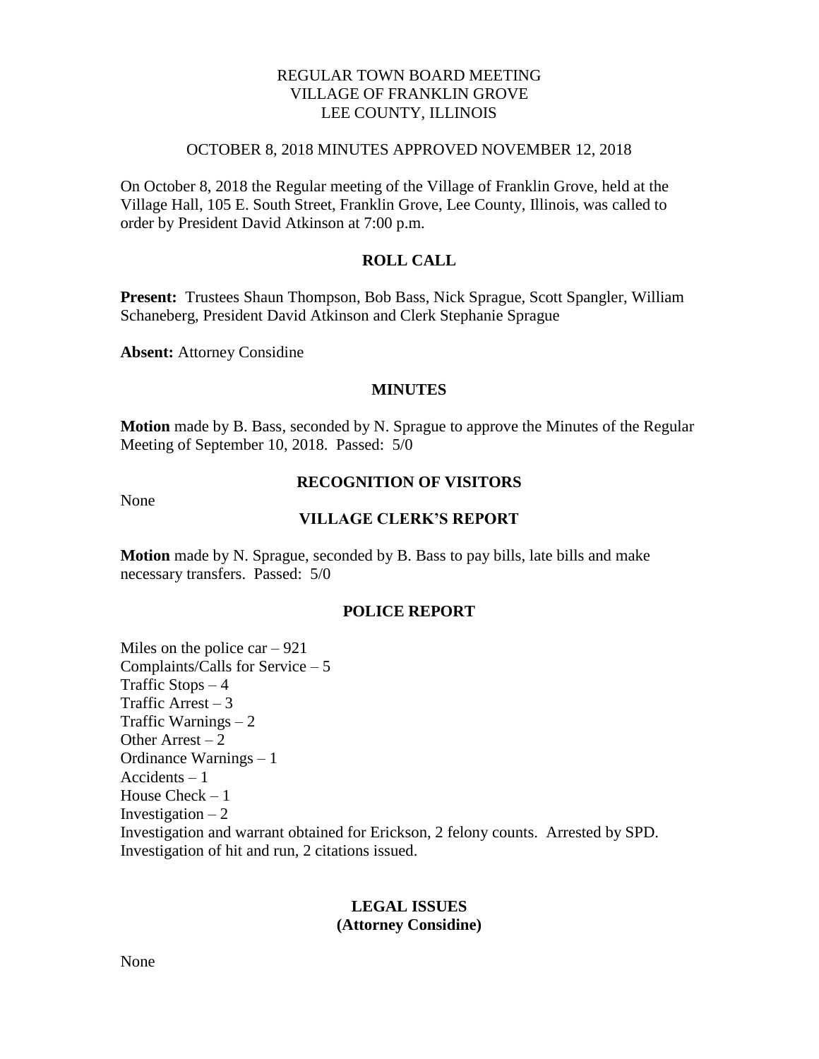REGULAR TOWN BOARD MEETING
VILLAGE OF FRANKLIN GROVE
LEE COUNTY, ILLINOIS

OCTOBER 8, 2018 MINUTES APPROVED NOVEMBER 12, 2018

On October 8, 2018 the Regular meeting of the Village of Franklin Grove, held at the Village Hall, 105 E. South Street, Franklin Grove, Lee County, Illinois, was called to order by President David Atkinson at 7:00 p.m.

## ROLL CALL

**Present:** Trustees Shaun Thompson, Bob Bass, Nick Sprague, Scott Spangler, William Schaneberg, President David Atkinson and Clerk Stephanie Sprague

**Absent:** Attorney Considine

## MINUTES

**Motion** made by B. Bass, seconded by N. Sprague to approve the Minutes of the Regular Meeting of September 10, 2018. Passed: 5/0

## RECOGNITION OF VISITORS

None

## VILLAGE CLERK'S REPORT

**Motion** made by N. Sprague, seconded by B. Bass to pay bills, late bills and make necessary transfers. Passed: 5/0

## POLICE REPORT

Miles on the police car – 921
Complaints/Calls for Service – 5
Traffic Stops – 4
Traffic Arrest – 3
Traffic Warnings – 2
Other Arrest – 2
Ordinance Warnings – 1
Accidents – 1
House Check – 1
Investigation – 2
Investigation and warrant obtained for Erickson, 2 felony counts. Arrested by SPD.
Investigation of hit and run, 2 citations issued.

## LEGAL ISSUES
## (Attorney Considine)

None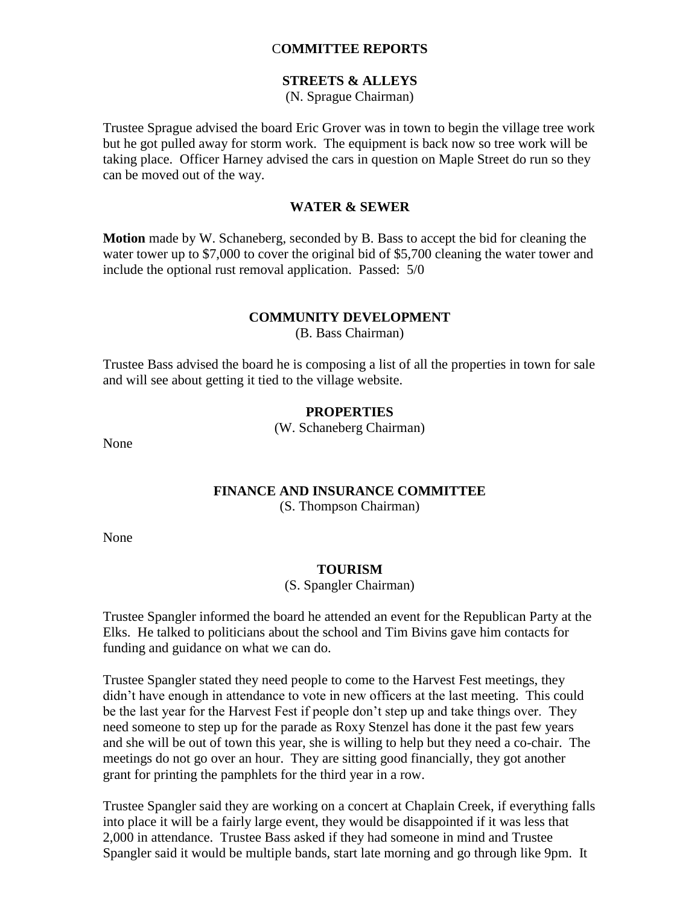# COMMITTEE REPORTS

## STREETS & ALLEYS

(N. Sprague Chairman)

Trustee Sprague advised the board Eric Grover was in town to begin the village tree work but he got pulled away for storm work. The equipment is back now so tree work will be taking place. Officer Harney advised the cars in question on Maple Street do run so they can be moved out of the way.

## WATER & SEWER

**Motion** made by W. Schaneberg, seconded by B. Bass to accept the bid for cleaning the water tower up to $7,000 to cover the original bid of $5,700 cleaning the water tower and include the optional rust removal application. Passed: 5/0

## COMMUNITY DEVELOPMENT

(B. Bass Chairman)

Trustee Bass advised the board he is composing a list of all the properties in town for sale and will see about getting it tied to the village website.

## PROPERTIES

(W. Schaneberg Chairman)

None

## FINANCE AND INSURANCE COMMITTEE

(S. Thompson Chairman)

None

## TOURISM

(S. Spangler Chairman)

Trustee Spangler informed the board he attended an event for the Republican Party at the Elks. He talked to politicians about the school and Tim Bivins gave him contacts for funding and guidance on what we can do.

Trustee Spangler stated they need people to come to the Harvest Fest meetings, they didn't have enough in attendance to vote in new officers at the last meeting. This could be the last year for the Harvest Fest if people don't step up and take things over. They need someone to step up for the parade as Roxy Stenzel has done it the past few years and she will be out of town this year, she is willing to help but they need a co-chair. The meetings do not go over an hour. They are sitting good financially, they got another grant for printing the pamphlets for the third year in a row.

Trustee Spangler said they are working on a concert at Chaplain Creek, if everything falls into place it will be a fairly large event, they would be disappointed if it was less that 2,000 in attendance. Trustee Bass asked if they had someone in mind and Trustee Spangler said it would be multiple bands, start late morning and go through like 9pm. It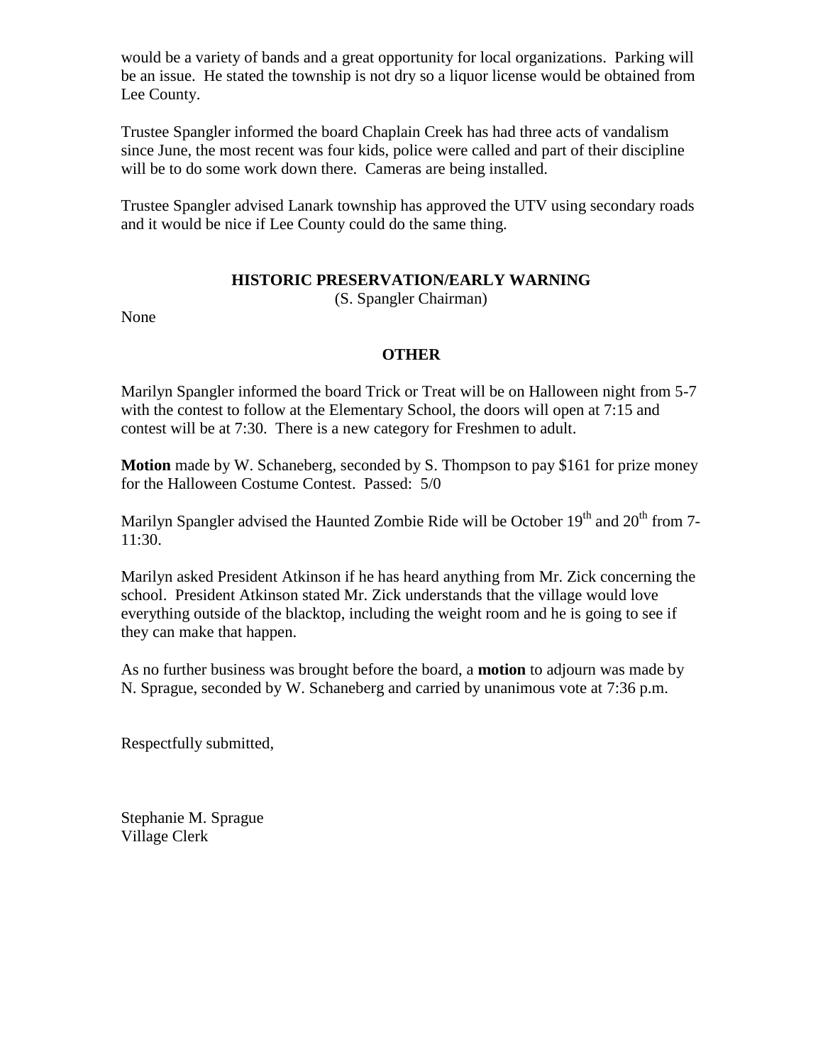would be a variety of bands and a great opportunity for local organizations. Parking will be an issue. He stated the township is not dry so a liquor license would be obtained from Lee County.

Trustee Spangler informed the board Chaplain Creek has had three acts of vandalism since June, the most recent was four kids, police were called and part of their discipline will be to do some work down there. Cameras are being installed.

Trustee Spangler advised Lanark township has approved the UTV using secondary roads and it would be nice if Lee County could do the same thing.

## HISTORIC PRESERVATION/EARLY WARNING

(S. Spangler Chairman)

None

## OTHER

Marilyn Spangler informed the board Trick or Treat will be on Halloween night from 5-7 with the contest to follow at the Elementary School, the doors will open at 7:15 and contest will be at 7:30. There is a new category for Freshmen to adult.

**Motion** made by W. Schaneberg, seconded by S. Thompson to pay $161 for prize money for the Halloween Costume Contest. Passed: 5/0

Marilyn Spangler advised the Haunted Zombie Ride will be October 19th and 20th from 7-11:30.

Marilyn asked President Atkinson if he has heard anything from Mr. Zick concerning the school. President Atkinson stated Mr. Zick understands that the village would love everything outside of the blacktop, including the weight room and he is going to see if they can make that happen.

As no further business was brought before the board, a **motion** to adjourn was made by N. Sprague, seconded by W. Schaneberg and carried by unanimous vote at 7:36 p.m.

Respectfully submitted,

Stephanie M. Sprague
Village Clerk